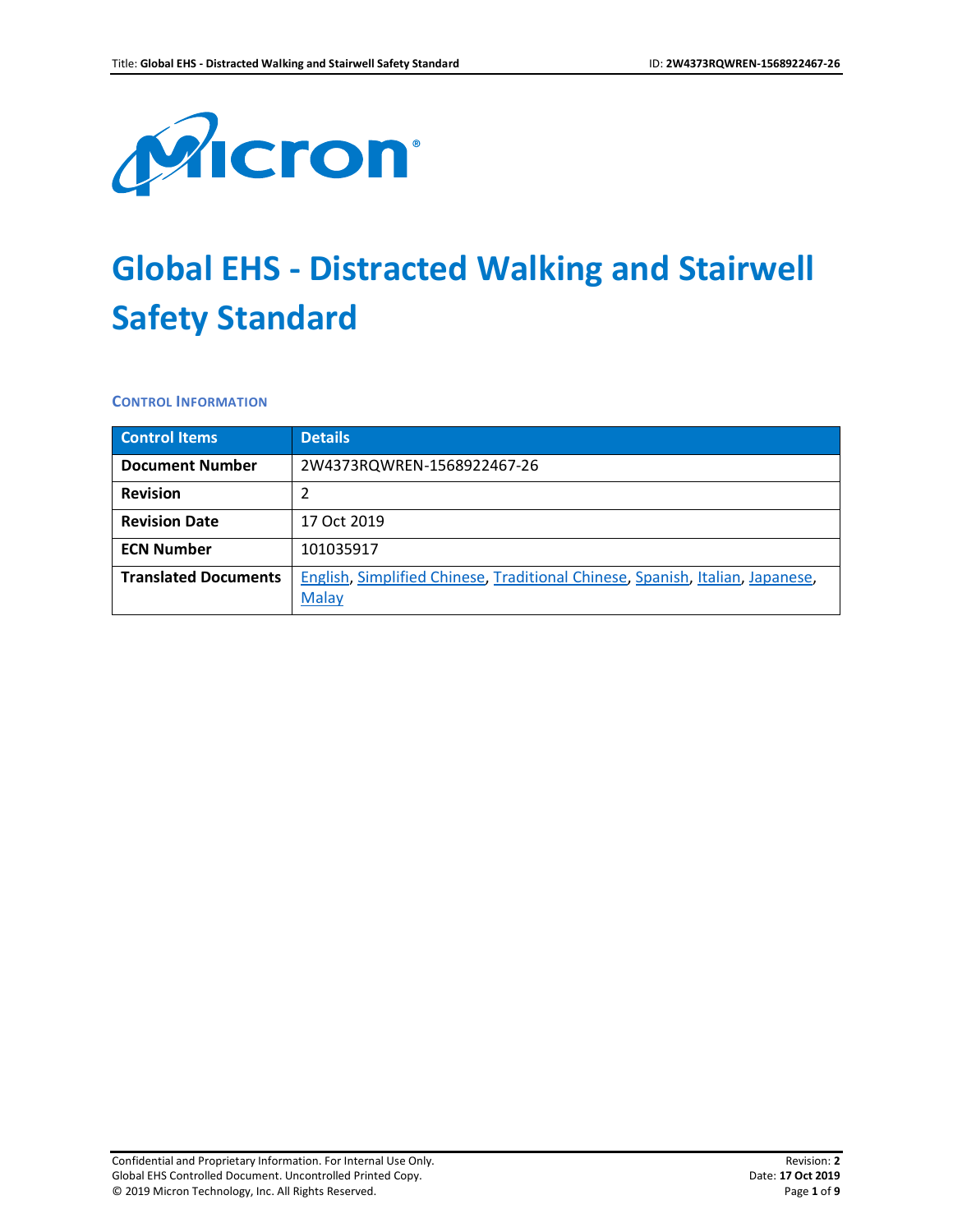# Global EHS - Distracted Walking and Stairwell Safety Standard

## Control Information

| Control Items | Details |
|---|---|
| **Document Number** | 2W4373RQWREN-1568922467-26 |
| **Revision** | 2 |
| **Revision Date** | 17 Oct 2019 |
| **ECN Number** | 101035917 |
| **Translated Documents** | English, Simplified Chinese, Traditional Chinese, Spanish, Italian, Japanese, Malay |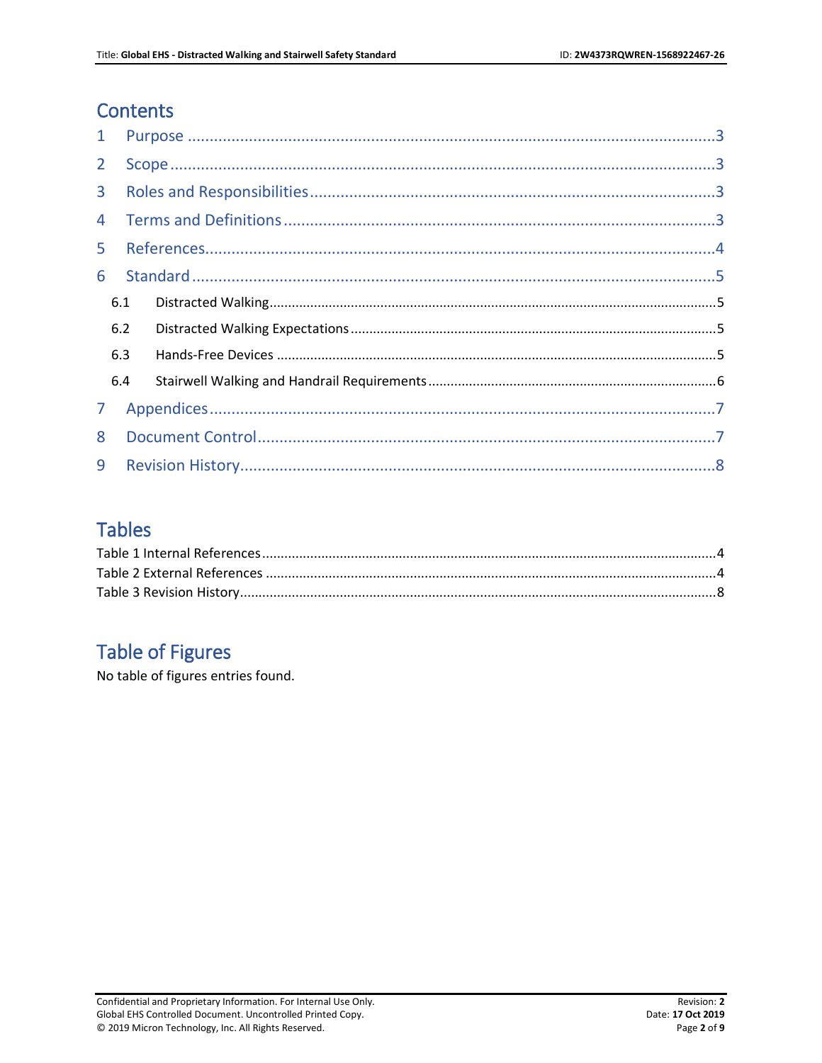# Contents

1 Purpose ..........3
2 Scope ..........3
3 Roles and Responsibilities ..........3
4 Terms and Definitions ..........3
5 References ..........4
6 Standard ..........5
 6.1 Distracted Walking ..........5
 6.2 Distracted Walking Expectations ..........5
 6.3 Hands-Free Devices ..........5
 6.4 Stairwell Walking and Handrail Requirements ..........6
7 Appendices ..........7
8 Document Control ..........7
9 Revision History ..........8

# Tables

Table 1 Internal References ..........4
Table 2 External References ..........4
Table 3 Revision History ..........8

# Table of Figures

No table of figures entries found.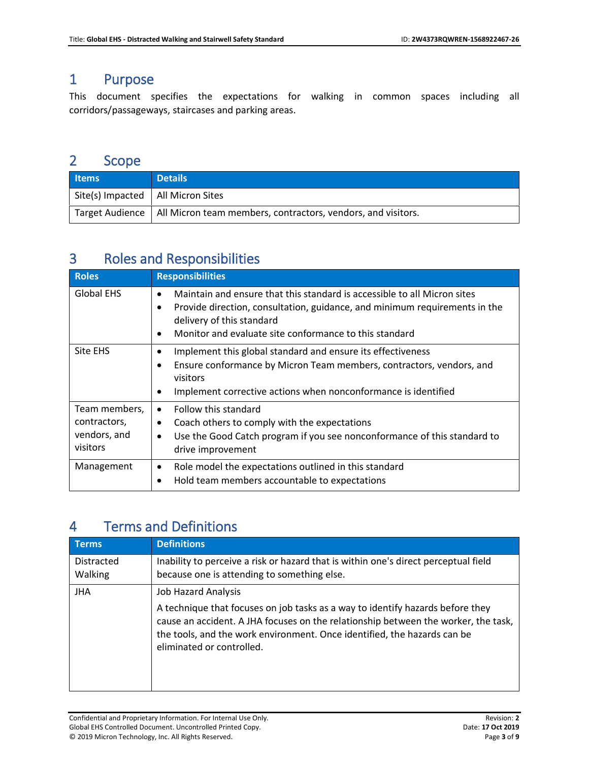# 1 Purpose

This document specifies the expectations for walking in common spaces including all corridors/passageways, staircases and parking areas.

# 2 Scope

| Items | Details |
|---|---|
| Site(s) Impacted | All Micron Sites |
| Target Audience | All Micron team members, contractors, vendors, and visitors. |

# 3 Roles and Responsibilities

| Roles | Responsibilities |
|---|---|
| Global EHS | • Maintain and ensure that this standard is accessible to all Micron sites<br>• Provide direction, consultation, guidance, and minimum requirements in the delivery of this standard<br>• Monitor and evaluate site conformance to this standard |
| Site EHS | • Implement this global standard and ensure its effectiveness<br>• Ensure conformance by Micron Team members, contractors, vendors, and visitors<br>• Implement corrective actions when nonconformance is identified |
| Team members, contractors, vendors, and visitors | • Follow this standard<br>• Coach others to comply with the expectations<br>• Use the Good Catch program if you see nonconformance of this standard to drive improvement |
| Management | • Role model the expectations outlined in this standard<br>• Hold team members accountable to expectations |

# 4 Terms and Definitions

| Terms | Definitions |
|---|---|
| Distracted Walking | Inability to perceive a risk or hazard that is within one's direct perceptual field because one is attending to something else. |
| JHA | Job Hazard Analysis<br><br>A technique that focuses on job tasks as a way to identify hazards before they cause an accident. A JHA focuses on the relationship between the worker, the task, the tools, and the work environment. Once identified, the hazards can be eliminated or controlled. |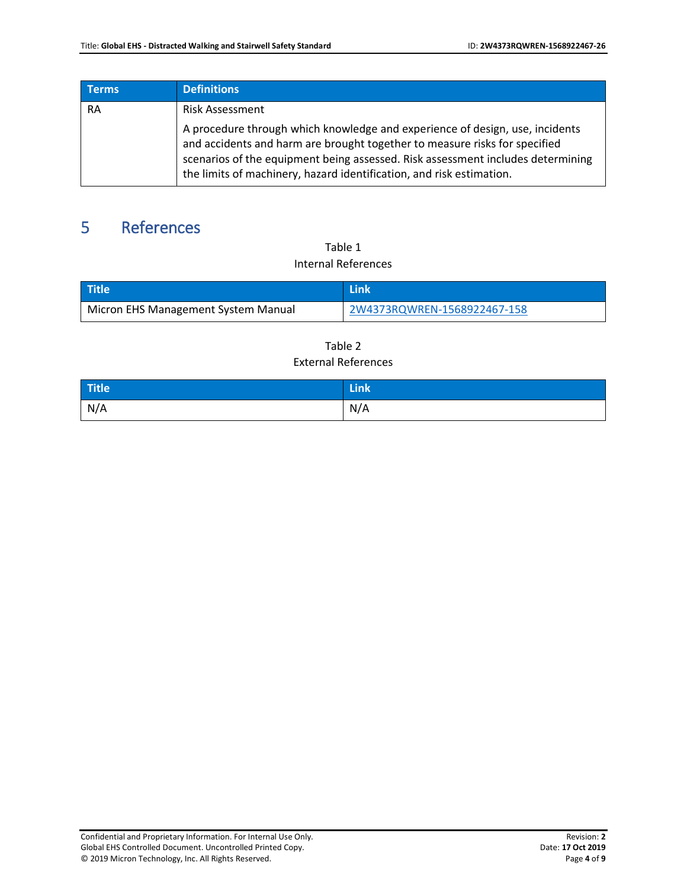| Terms | Definitions |
|---|---|
| RA | Risk Assessment<br><br>A procedure through which knowledge and experience of design, use, incidents and accidents and harm are brought together to measure risks for specified scenarios of the equipment being assessed. Risk assessment includes determining the limits of machinery, hazard identification, and risk estimation. |

## 5 References

Table 1
Internal References

| Title | Link |
|---|---|
| Micron EHS Management System Manual | 2W4373RQWREN-1568922467-158 |

Table 2
External References

| Title | Link |
|---|---|
| N/A | N/A |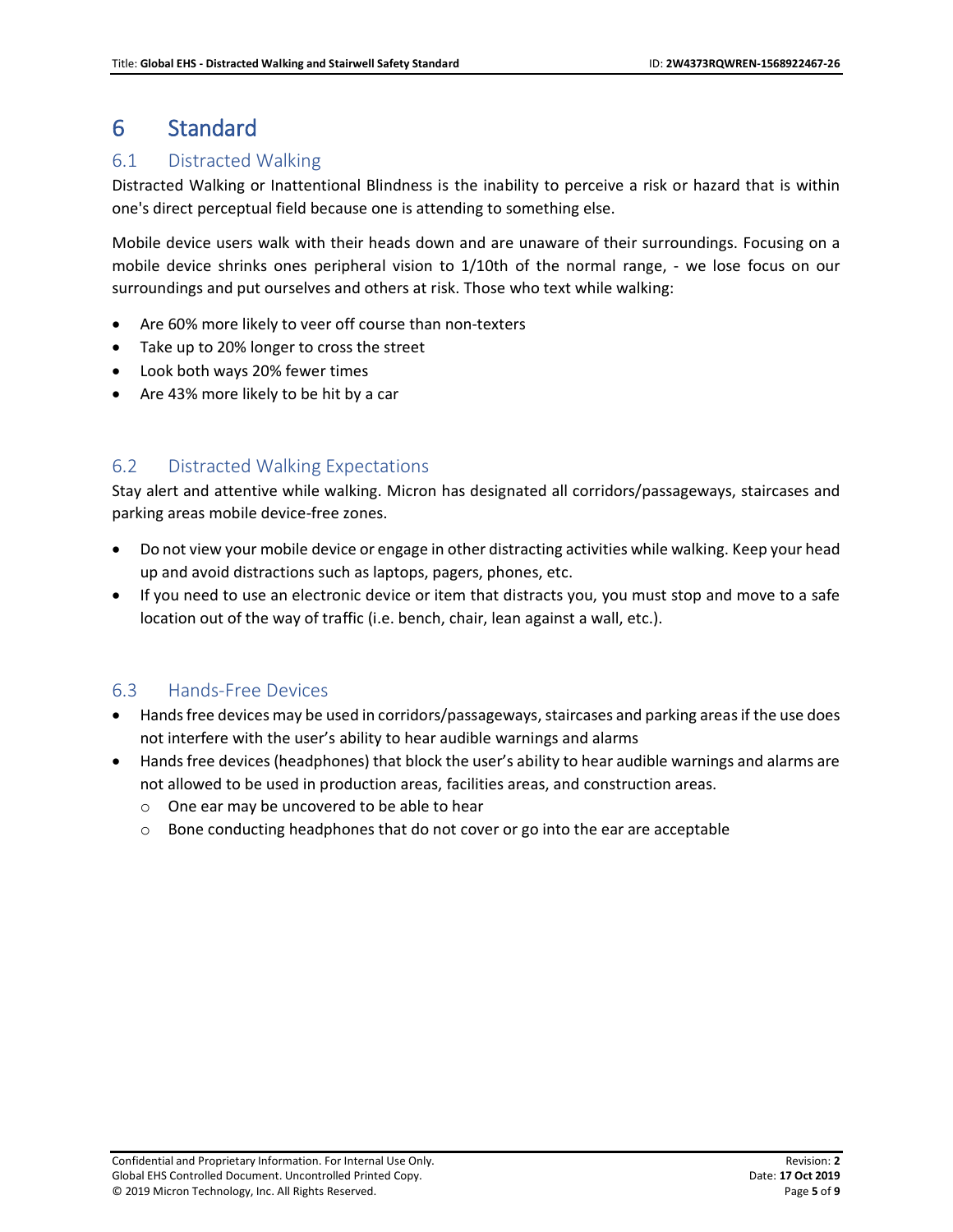# 6 Standard

## 6.1 Distracted Walking

Distracted Walking or Inattentional Blindness is the inability to perceive a risk or hazard that is within one's direct perceptual field because one is attending to something else.

Mobile device users walk with their heads down and are unaware of their surroundings. Focusing on a mobile device shrinks ones peripheral vision to 1/10th of the normal range, - we lose focus on our surroundings and put ourselves and others at risk. Those who text while walking:

- Are 60% more likely to veer off course than non-texters
- Take up to 20% longer to cross the street
- Look both ways 20% fewer times
- Are 43% more likely to be hit by a car

## 6.2 Distracted Walking Expectations

Stay alert and attentive while walking. Micron has designated all corridors/passageways, staircases and parking areas mobile device-free zones.

- Do not view your mobile device or engage in other distracting activities while walking. Keep your head up and avoid distractions such as laptops, pagers, phones, etc.
- If you need to use an electronic device or item that distracts you, you must stop and move to a safe location out of the way of traffic (i.e. bench, chair, lean against a wall, etc.).

## 6.3 Hands-Free Devices

- Hands free devices may be used in corridors/passageways, staircases and parking areas if the use does not interfere with the user's ability to hear audible warnings and alarms
- Hands free devices (headphones) that block the user's ability to hear audible warnings and alarms are not allowed to be used in production areas, facilities areas, and construction areas.
  - One ear may be uncovered to be able to hear
  - Bone conducting headphones that do not cover or go into the ear are acceptable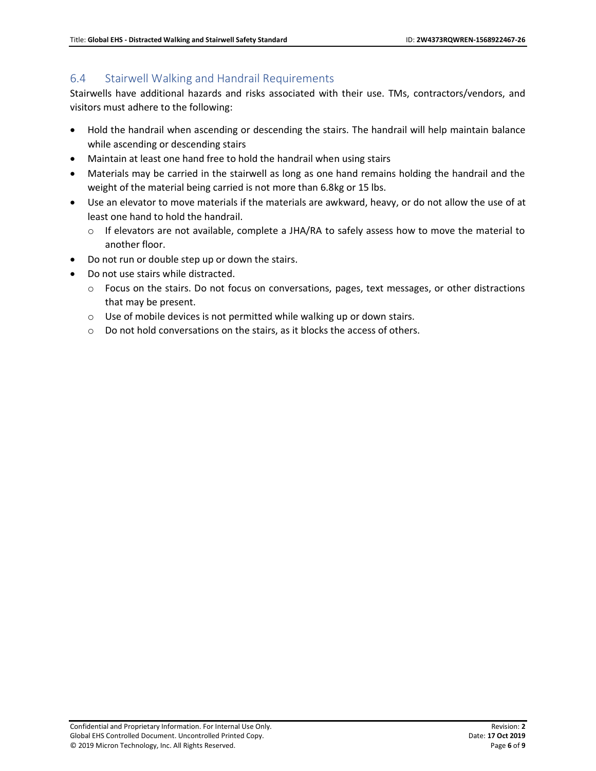## 6.4 Stairwell Walking and Handrail Requirements

Stairwells have additional hazards and risks associated with their use. TMs, contractors/vendors, and visitors must adhere to the following:

- Hold the handrail when ascending or descending the stairs. The handrail will help maintain balance while ascending or descending stairs
- Maintain at least one hand free to hold the handrail when using stairs
- Materials may be carried in the stairwell as long as one hand remains holding the handrail and the weight of the material being carried is not more than 6.8kg or 15 lbs.
- Use an elevator to move materials if the materials are awkward, heavy, or do not allow the use of at least one hand to hold the handrail.
  - If elevators are not available, complete a JHA/RA to safely assess how to move the material to another floor.
- Do not run or double step up or down the stairs.
- Do not use stairs while distracted.
  - Focus on the stairs. Do not focus on conversations, pages, text messages, or other distractions that may be present.
  - Use of mobile devices is not permitted while walking up or down stairs.
  - Do not hold conversations on the stairs, as it blocks the access of others.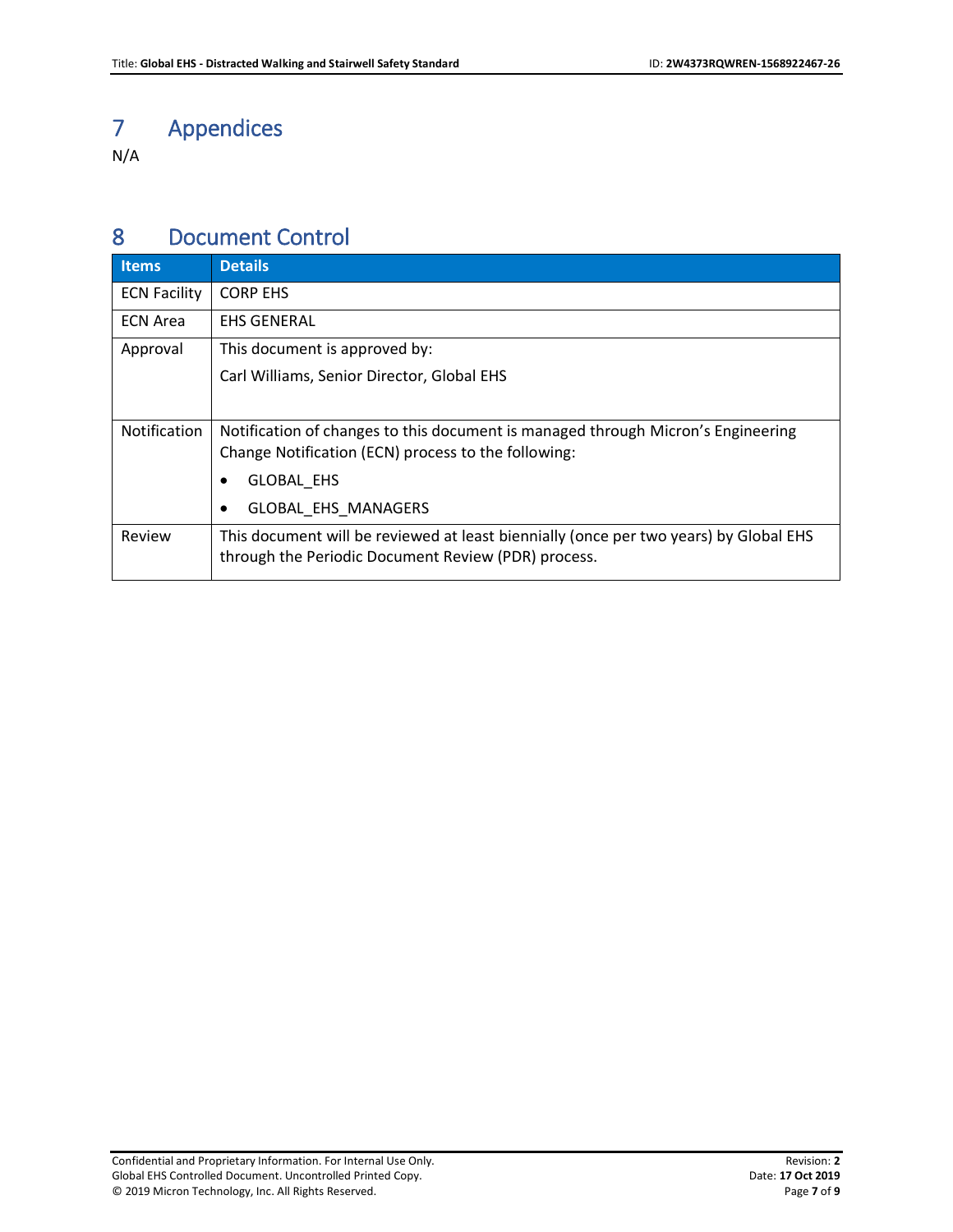# 7 Appendices

N/A

# 8 Document Control

| Items | Details |
|---|---|
| ECN Facility | CORP EHS |
| ECN Area | EHS GENERAL |
| Approval | This document is approved by:<br>Carl Williams, Senior Director, Global EHS |
| Notification | Notification of changes to this document is managed through Micron's Engineering Change Notification (ECN) process to the following:<br>• GLOBAL_EHS<br>• GLOBAL_EHS_MANAGERS |
| Review | This document will be reviewed at least biennially (once per two years) by Global EHS through the Periodic Document Review (PDR) process. |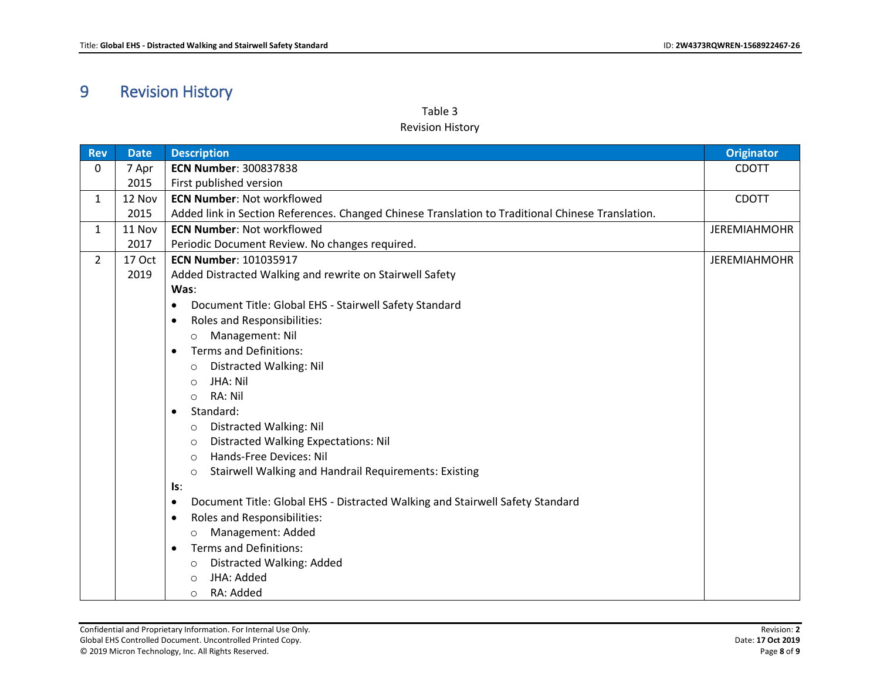# 9 Revision History

Table 3
Revision History

| Rev | Date | Description | Originator |
|---|---|---|---|
| 0 | 7 Apr 2015 | **ECN Number**: 300837838<br>First published version | CDOTT |
| 1 | 12 Nov 2015 | **ECN Number**: Not workflowed<br>Added link in Section References. Changed Chinese Translation to Traditional Chinese Translation. | CDOTT |
| 1 | 11 Nov 2017 | **ECN Number**: Not workflowed<br>Periodic Document Review. No changes required. | JEREMIAHMOHR |
| 2 | 17 Oct 2019 | **ECN Number**: 101035917<br>Added Distracted Walking and rewrite on Stairwell Safety<br>**Was**:<br>• Document Title: Global EHS - Stairwell Safety Standard<br>• Roles and Responsibilities:<br>○ Management: Nil<br>• Terms and Definitions:<br>○ Distracted Walking: Nil<br>○ JHA: Nil<br>○ RA: Nil<br>• Standard:<br>○ Distracted Walking: Nil<br>○ Distracted Walking Expectations: Nil<br>○ Hands-Free Devices: Nil<br>○ Stairwell Walking and Handrail Requirements: Existing<br>**Is**:<br>• Document Title: Global EHS - Distracted Walking and Stairwell Safety Standard<br>• Roles and Responsibilities:<br>○ Management: Added<br>• Terms and Definitions:<br>○ Distracted Walking: Added<br>○ JHA: Added<br>○ RA: Added | JEREMIAHMOHR |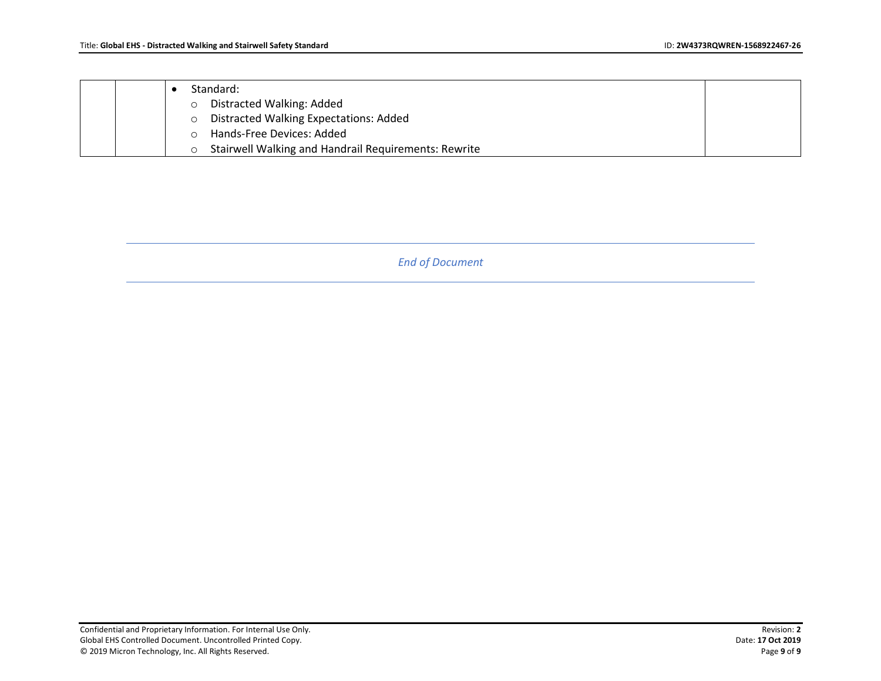| | | | |
|---|---|---|---|
| | | • Standard:<br>  ○ Distracted Walking: Added<br>  ○ Distracted Walking Expectations: Added<br>  ○ Hands-Free Devices: Added<br>  ○ Stairwell Walking and Handrail Requirements: Rewrite | |

---

*End of Document*

---